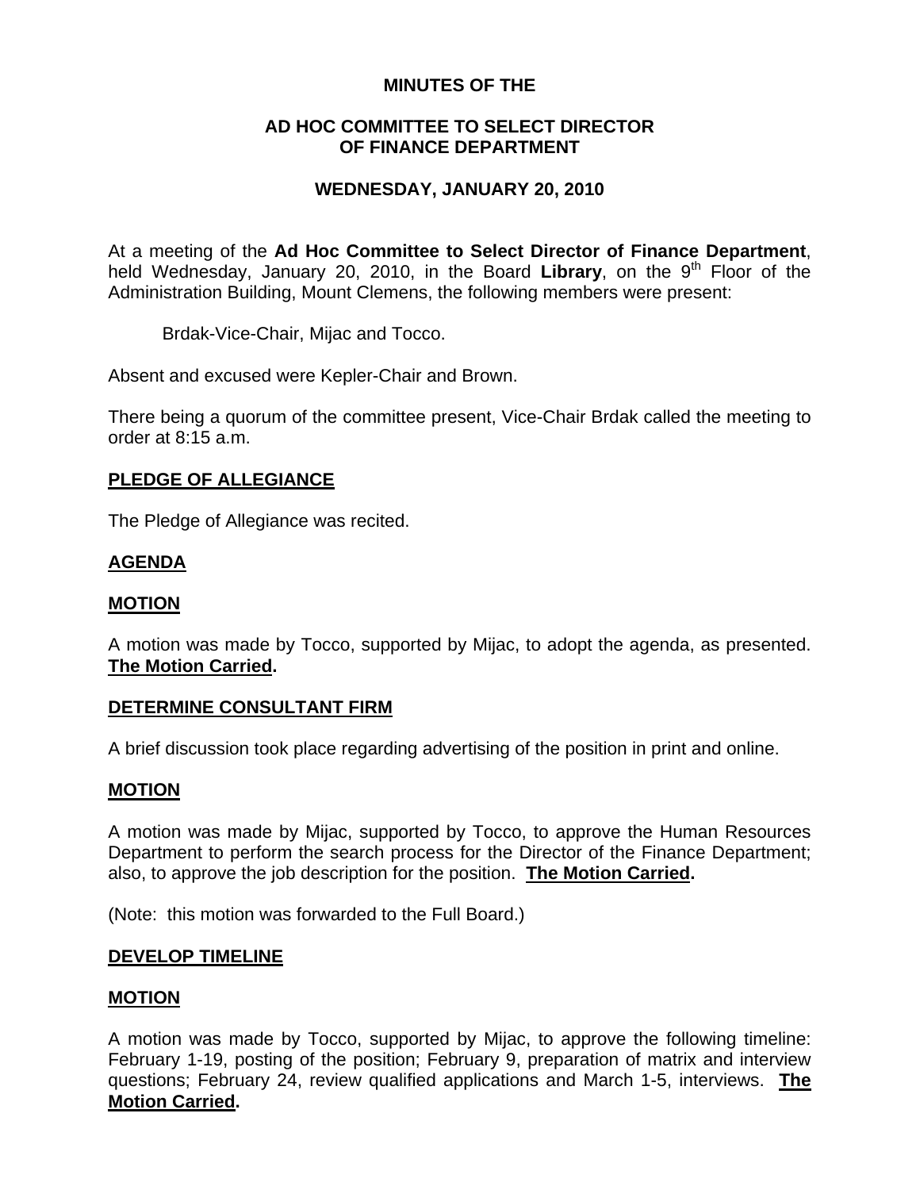**MINUTES OF THE**

**AD HOC COMMITTEE TO SELECT DIRECTOR OF FINANCE DEPARTMENT**

**WEDNESDAY, JANUARY 20, 2010**

At a meeting of the **Ad Hoc Committee to Select Director of Finance Department**, held Wednesday, January 20, 2010, in the Board **Library**, on the 9th Floor of the Administration Building, Mount Clemens, the following members were present:

Brdak-Vice-Chair, Mijac and Tocco.

Absent and excused were Kepler-Chair and Brown.

There being a quorum of the committee present, Vice-Chair Brdak called the meeting to order at 8:15 a.m.

**PLEDGE OF ALLEGIANCE**

The Pledge of Allegiance was recited.

**AGENDA**

**MOTION**

A motion was made by Tocco, supported by Mijac, to adopt the agenda, as presented. **The Motion Carried.**

**DETERMINE CONSULTANT FIRM**

A brief discussion took place regarding advertising of the position in print and online.

**MOTION**

A motion was made by Mijac, supported by Tocco, to approve the Human Resources Department to perform the search process for the Director of the Finance Department; also, to approve the job description for the position. **The Motion Carried.**

(Note: this motion was forwarded to the Full Board.)

**DEVELOP TIMELINE**

**MOTION**

A motion was made by Tocco, supported by Mijac, to approve the following timeline: February 1-19, posting of the position; February 9, preparation of matrix and interview questions; February 24, review qualified applications and March 1-5, interviews. **The Motion Carried.**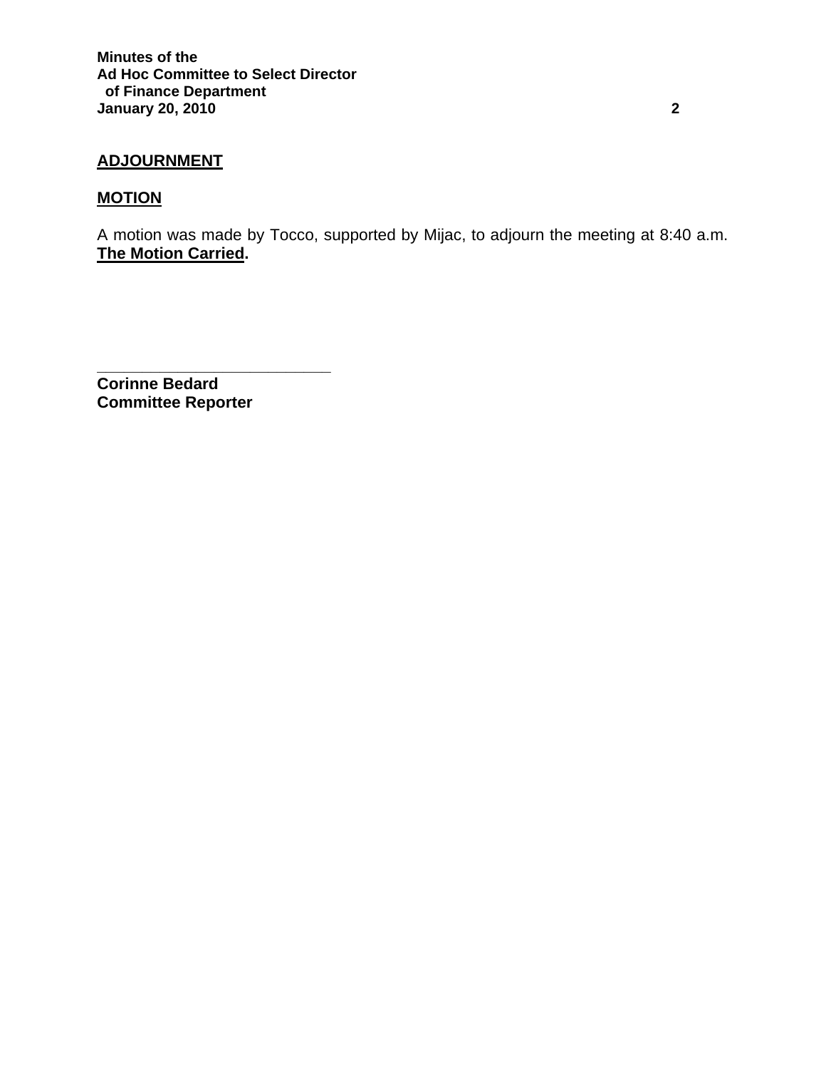## ADJOURNMENT

## MOTION

A motion was made by Tocco, supported by Mijac, to adjourn the meeting at 8:40 a.m. **The Motion Carried.**

\_\_\_\_\_\_\_\_\_\_\_\_\_\_\_\_\_\_\_\_\_\_\_\_\_\_\_\_

**Corinne Bedard**
**Committee Reporter**